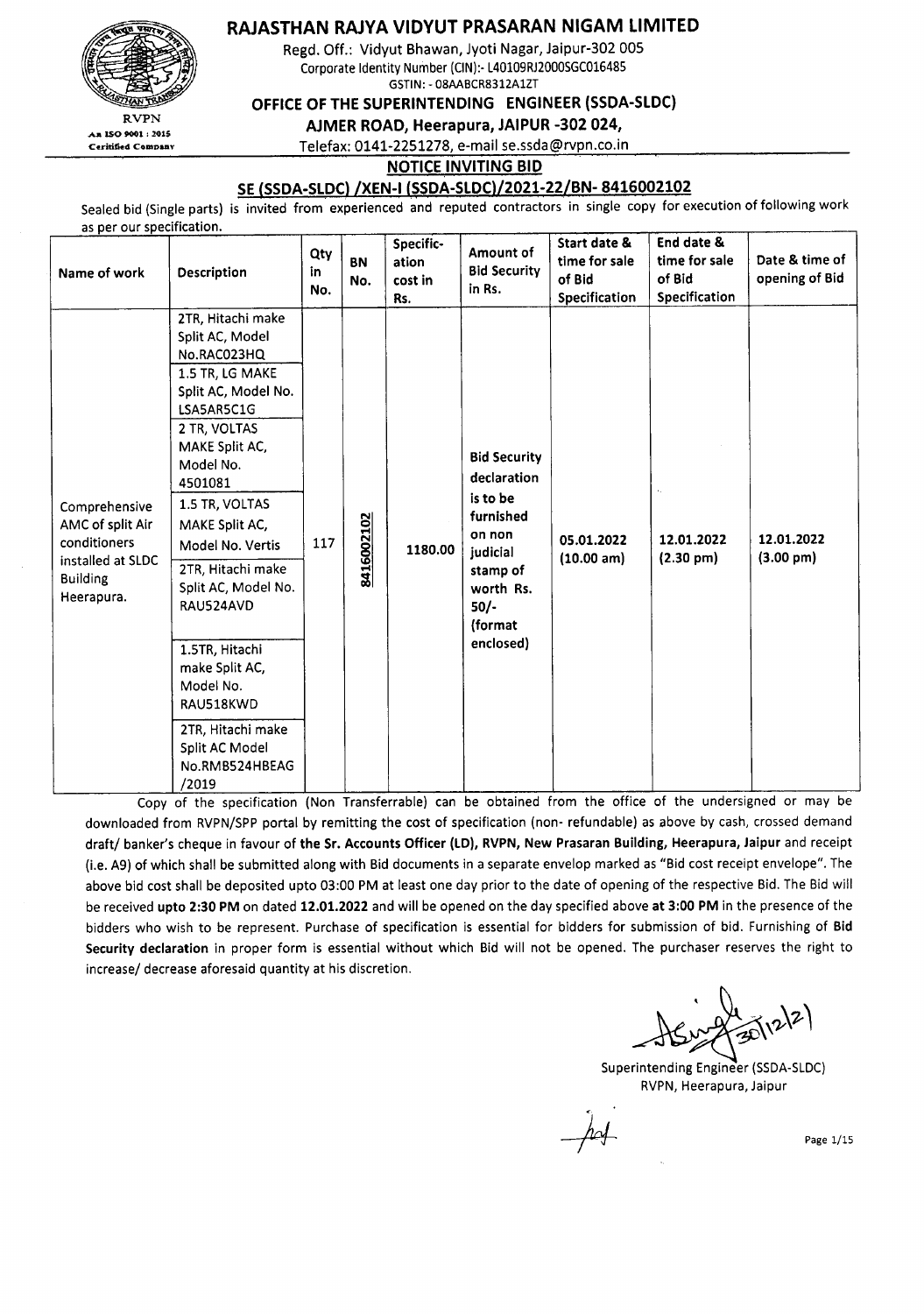# RAJASTHAN RAJYA VIDYUT PRASARAN NIGAM LIMITED

Regd. Off.: Vidyut Bhawan, Jyoti Nagar, Jaipur-302 005

Corporate Identity Number (CIN):- L40109RJ2000SGC016485

GSTIN: - 08AABCR8312A1ZT

RVPN
An ISO 9001 : 2015 Certified Company

## OFFICE OF THE SUPERINTENDING ENGINEER (SSDA-SLDC)

**AJMER ROAD, Heerapura, JAIPUR -302 024,**

Telefax: 0141-2251278, e-mail se.ssda@rvpn.co.in

## NOTICE INVITING BID

### SE (SSDA-SLDC) /XEN-I (SSDA-SLDC)/2021-22/BN- 8416002102

Sealed bid (Single parts) is invited from experienced and reputed contractors in single copy for execution of following work as per our specification.

| Name of work | Description | Qty in No. | BN No. | Specific-ation cost in Rs. | Amount of Bid Security in Rs. | Start date & time for sale of Bid Specification | End date & time for sale of Bid Specification | Date & time of opening of Bid |
|---|---|---|---|---|---|---|---|---|
| Comprehensive AMC of split Air conditioners installed at SLDC Building Heerapura. | 2TR, Hitachi make Split AC, Model No.RAC023HQ | 117 | 8416002102 | 1180.00 | **Bid Security declaration** is to be furnished on non judicial stamp of worth Rs. 50/- (format enclosed) | 05.01.2022 (10.00 am) | 12.01.2022 (2.30 pm) | 12.01.2022 (3.00 pm) |
| | 1.5 TR, LG MAKE Split AC, Model No. LSA5AR5C1G | | | | | | | |
| | 2 TR, VOLTAS MAKE Split AC, Model No. 4501081 | | | | | | | |
| | 1.5 TR, VOLTAS MAKE Split AC, Model No. Vertis | | | | | | | |
| | 2TR, Hitachi make Split AC, Model No. RAU524AVD | | | | | | | |
| | 1.5TR, Hitachi make Split AC, Model No. RAU518KWD | | | | | | | |
| | 2TR, Hitachi make Split AC Model No.RMB524HBEAG /2019 | | | | | | | |

Copy of the specification (Non Transferrable) can be obtained from the office of the undersigned or may be downloaded from RVPN/SPP portal by remitting the cost of specification (non- refundable) as above by cash, crossed demand draft/ banker's cheque in favour of **the Sr. Accounts Officer (LD), RVPN, New Prasaran Building, Heerapura, Jaipur** and receipt (i.e. A9) of which shall be submitted along with Bid documents in a separate envelop marked as "Bid cost receipt envelope". The above bid cost shall be deposited upto 03:00 PM at least one day prior to the date of opening of the respective Bid. The Bid will be received **upto 2:30 PM** on dated **12.01.2022** and will be opened on the day specified above **at 3:00 PM** in the presence of the bidders who wish to be represent. Purchase of specification is essential for bidders for submission of bid. Furnishing of **Bid Security declaration** in proper form is essential without which Bid will not be opened. The purchaser reserves the right to increase/ decrease aforesaid quantity at his discretion.

Sd/- 30/12/21

Superintending Engineer (SSDA-SLDC)
RVPN, Heerapura, Jaipur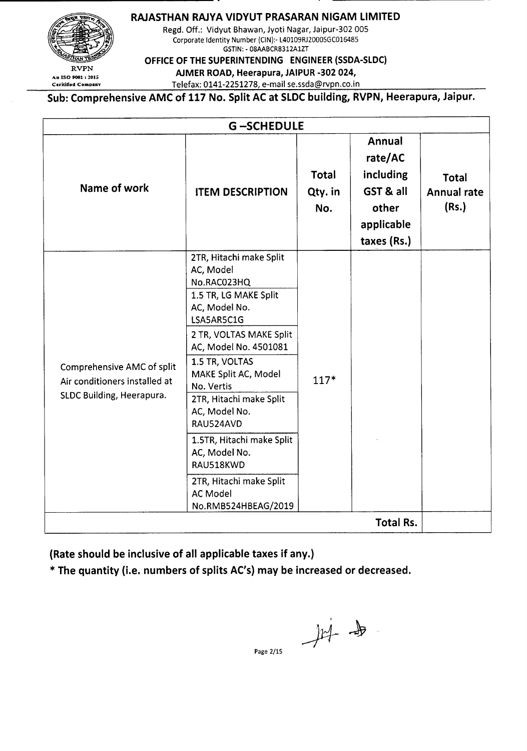# RAJASTHAN RAJYA VIDYUT PRASARAN NIGAM LIMITED

Regd. Off.: Vidyut Bhawan, Jyoti Nagar, Jaipur-302 005
Corporate Identity Number (CIN):- L40109RJ2000SGC016485
GSTIN: - 08AABCR8312A1ZT

**OFFICE OF THE SUPERINTENDING ENGINEER (SSDA-SLDC)**
**AJMER ROAD, Heerapura, JAIPUR -302 024,**
Telefax: 0141-2251278, e-mail se.ssda@rvpn.co.in

RVPN
An ISO 9001 : 2015 Certified Company

**Sub: Comprehensive AMC of 117 No. Split AC at SLDC building, RVPN, Heerapura, Jaipur.**

## G –SCHEDULE

| Name of work | ITEM DESCRIPTION | Total Qty. in No. | Annual rate/AC including GST & all other applicable taxes (Rs.) | Total Annual rate (Rs.) |
|---|---|---|---|---|
| Comprehensive AMC of split Air conditioners installed at SLDC Building, Heerapura. | 2TR, Hitachi make Split AC, Model No.RAC023HQ | 117* | | |
| | 1.5 TR, LG MAKE Split AC, Model No. LSA5AR5C1G | | | |
| | 2 TR, VOLTAS MAKE Split AC, Model No. 4501081 | | | |
| | 1.5 TR, VOLTAS MAKE Split AC, Model No. Vertis | | | |
| | 2TR, Hitachi make Split AC, Model No. RAU524AVD | | | |
| | 1.5TR, Hitachi make Split AC, Model No. RAU518KWD | | | |
| | 2TR, Hitachi make Split AC Model No.RMB524HBEAG/2019 | | | |
| | | | **Total Rs.** | |

**(Rate should be inclusive of all applicable taxes if any.)**

**\* The quantity (i.e. numbers of splits AC's) may be increased or decreased.**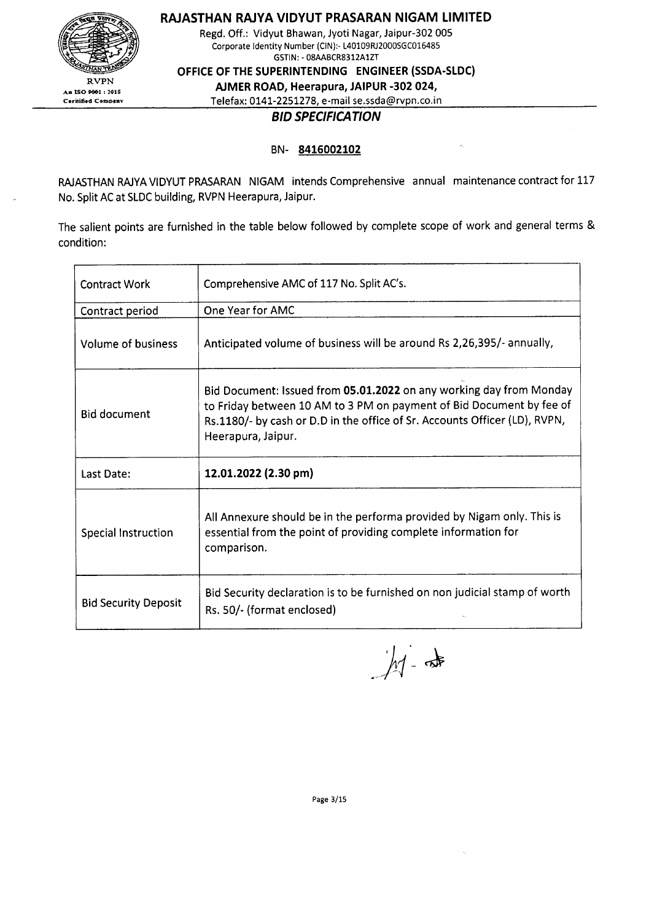# RAJASTHAN RAJYA VIDYUT PRASARAN NIGAM LIMITED

Regd. Off.: Vidyut Bhawan, Jyoti Nagar, Jaipur-302 005

Corporate Identity Number (CIN):- L40109RJ2000SGC016485

GSTIN: - 08AABCR8312A1ZT

**OFFICE OF THE SUPERINTENDING ENGINEER (SSDA-SLDC)**

**AJMER ROAD, Heerapura, JAIPUR -302 024,**

Telefax: 0141-2251278, e-mail se.ssda@rvpn.co.in

RVPN

An ISO 9001 : 2015 Certified Company

## *BID SPECIFICATION*

BN- **8416002102**

RAJASTHAN RAJYA VIDYUT PRASARAN NIGAM intends Comprehensive annual maintenance contract for 117 No. Split AC at SLDC building, RVPN Heerapura, Jaipur.

The salient points are furnished in the table below followed by complete scope of work and general terms & condition:

| | |
|---|---|
| Contract Work | Comprehensive AMC of 117 No. Split AC's. |
| Contract period | One Year for AMC |
| Volume of business | Anticipated volume of business will be around Rs 2,26,395/- annually, |
| Bid document | Bid Document: Issued from **05.01.2022** on any working day from Monday to Friday between 10 AM to 3 PM on payment of Bid Document by fee of Rs.1180/- by cash or D.D in the office of Sr. Accounts Officer (LD), RVPN, Heerapura, Jaipur. |
| Last Date: | **12.01.2022 (2.30 pm)** |
| Special Instruction | All Annexure should be in the performa provided by Nigam only. This is essential from the point of providing complete information for comparison. |
| Bid Security Deposit | Bid Security declaration is to be furnished on non judicial stamp of worth Rs. 50/- (format enclosed) |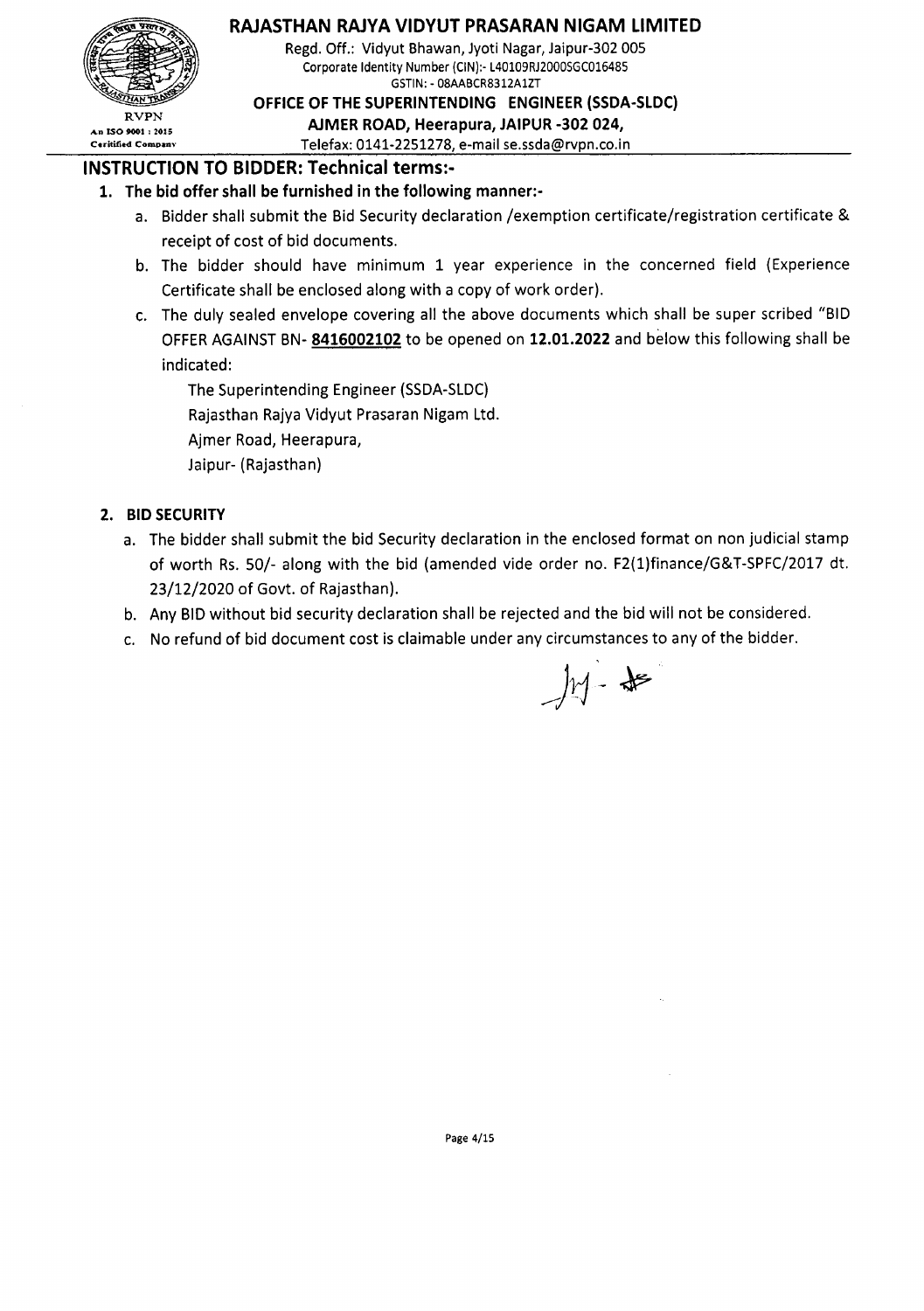# RAJASTHAN RAJYA VIDYUT PRASARAN NIGAM LIMITED

Regd. Off.: Vidyut Bhawan, Jyoti Nagar, Jaipur-302 005
Corporate Identity Number (CIN):- L40109RJ2000SGC016485
GSTIN: - 08AABCR8312A1ZT

**OFFICE OF THE SUPERINTENDING ENGINEER (SSDA-SLDC)**
**AJMER ROAD, Heerapura, JAIPUR -302 024,**
Telefax: 0141-2251278, e-mail se.ssda@rvpn.co.in

RVPN
An ISO 9001 : 2015 Certified Company

## INSTRUCTION TO BIDDER: Technical terms:-

1. **The bid offer shall be furnished in the following manner:-**
   a. Bidder shall submit the Bid Security declaration /exemption certificate/registration certificate & receipt of cost of bid documents.
   b. The bidder should have minimum 1 year experience in the concerned field (Experience Certificate shall be enclosed along with a copy of work order).
   c. The duly sealed envelope covering all the above documents which shall be super scribed "BID OFFER AGAINST BN- **8416002102** to be opened on **12.01.2022** and below this following shall be indicated:

      The Superintending Engineer (SSDA-SLDC)
      Rajasthan Rajya Vidyut Prasaran Nigam Ltd.
      Ajmer Road, Heerapura,
      Jaipur- (Rajasthan)

2. **BID SECURITY**
   a. The bidder shall submit the bid Security declaration in the enclosed format on non judicial stamp of worth Rs. 50/- along with the bid (amended vide order no. F2(1)finance/G&T-SPFC/2017 dt. 23/12/2020 of Govt. of Rajasthan).
   b. Any BID without bid security declaration shall be rejected and the bid will not be considered.
   c. No refund of bid document cost is claimable under any circumstances to any of the bidder.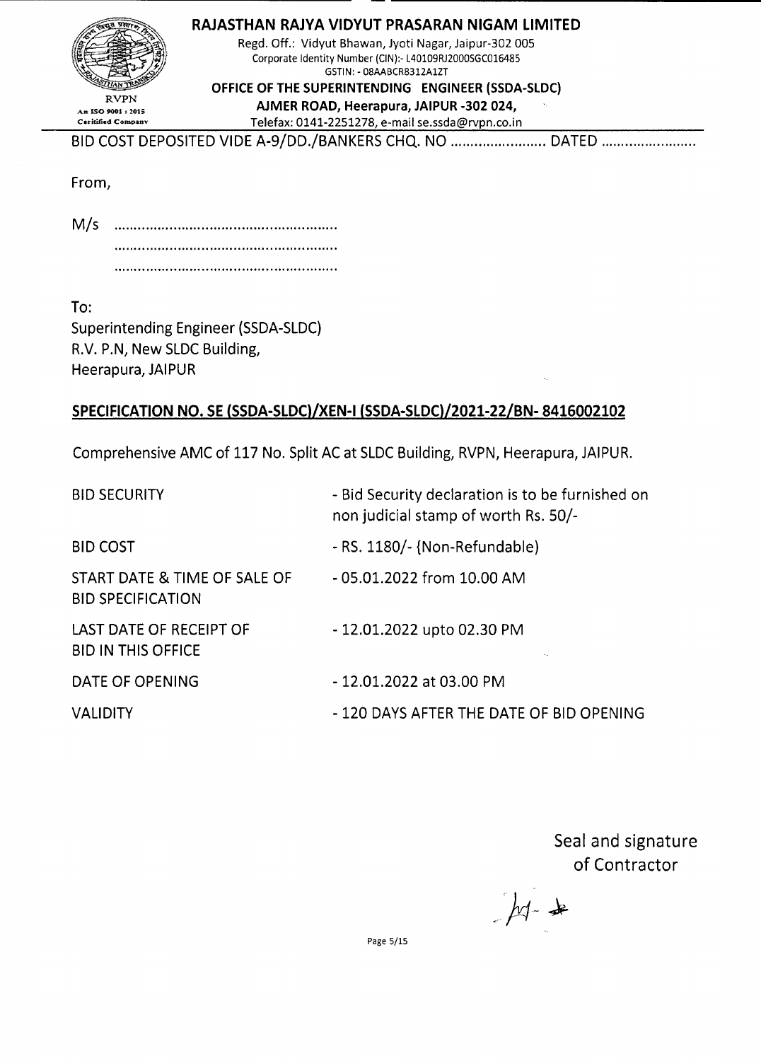## RAJASTHAN RAJYA VIDYUT PRASARAN NIGAM LIMITED

Regd. Off.: Vidyut Bhawan, Jyoti Nagar, Jaipur-302 005
Corporate Identity Number (CIN):- L40109RJ2000SGC016485
GSTIN: - 08AABCR8312A1ZT

**OFFICE OF THE SUPERINTENDING ENGINEER (SSDA-SLDC)**
**AJMER ROAD, Heerapura, JAIPUR -302 024,**
Telefax: 0141-2251278, e-mail se.ssda@rvpn.co.in

RVPN
An ISO 9001 : 2015 Certified Company

BID COST DEPOSITED VIDE A-9/DD./BANKERS CHQ. NO ........................ DATED ........................

From,

M/s ........................................................
........................................................
........................................................

To:
Superintending Engineer (SSDA-SLDC)
R.V. P.N, New SLDC Building,
Heerapura, JAIPUR

**SPECIFICATION NO. SE (SSDA-SLDC)/XEN-I (SSDA-SLDC)/2021-22/BN- 8416002102**

Comprehensive AMC of 117 No. Split AC at SLDC Building, RVPN, Heerapura, JAIPUR.

| | |
|---|---|
| BID SECURITY | - Bid Security declaration is to be furnished on non judicial stamp of worth Rs. 50/- |
| BID COST | - RS. 1180/- (Non-Refundable) |
| START DATE & TIME OF SALE OF BID SPECIFICATION | - 05.01.2022 from 10.00 AM |
| LAST DATE OF RECEIPT OF BID IN THIS OFFICE | - 12.01.2022 upto 02.30 PM |
| DATE OF OPENING | - 12.01.2022 at 03.00 PM |
| VALIDITY | - 120 DAYS AFTER THE DATE OF BID OPENING |

Seal and signature
of Contractor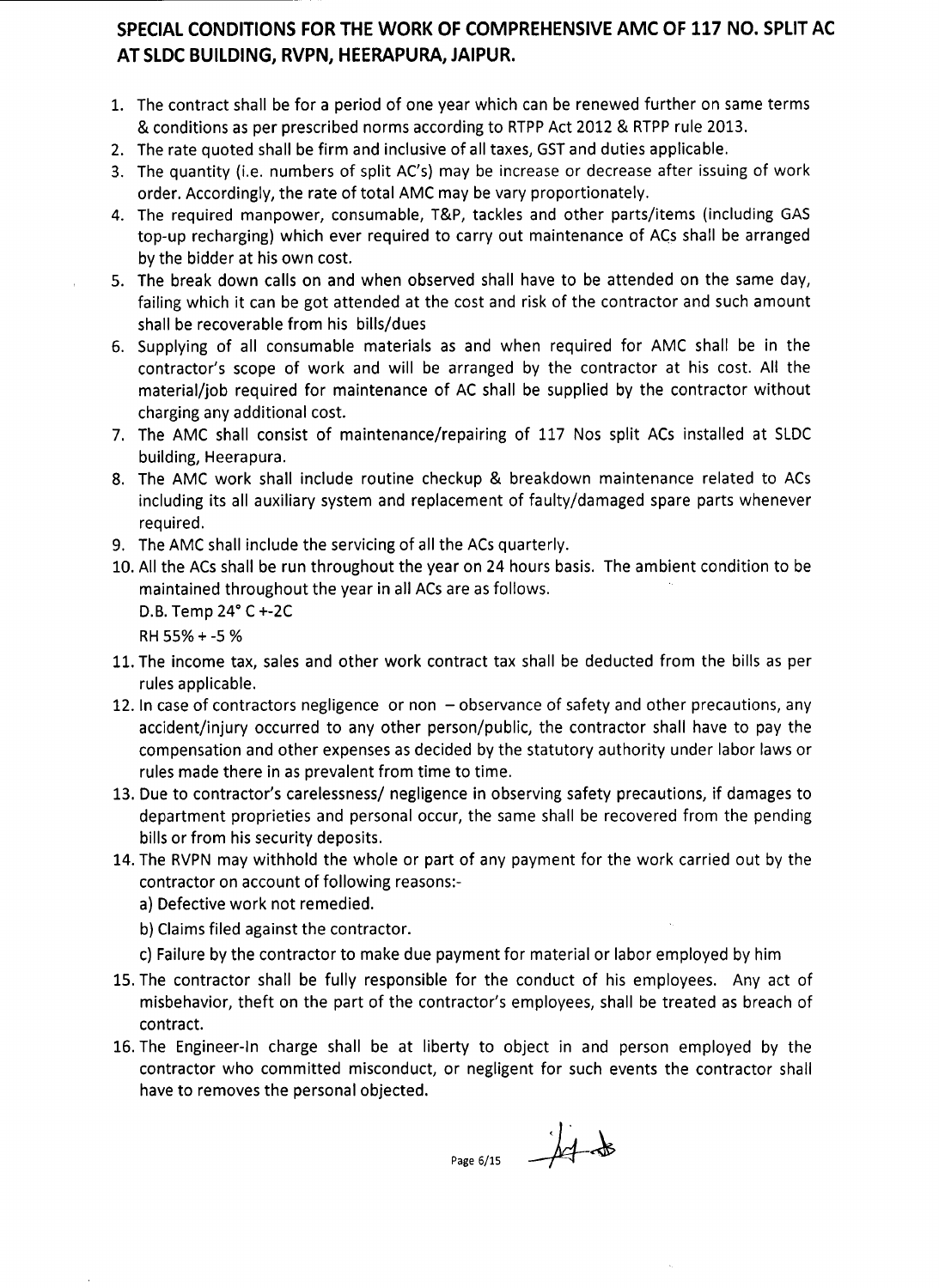## SPECIAL CONDITIONS FOR THE WORK OF COMPREHENSIVE AMC OF 117 NO. SPLIT AC AT SLDC BUILDING, RVPN, HEERAPURA, JAIPUR.

1. The contract shall be for a period of one year which can be renewed further on same terms & conditions as per prescribed norms according to RTPP Act 2012 & RTPP rule 2013.
2. The rate quoted shall be firm and inclusive of all taxes, GST and duties applicable.
3. The quantity (i.e. numbers of split AC's) may be increase or decrease after issuing of work order. Accordingly, the rate of total AMC may be vary proportionately.
4. The required manpower, consumable, T&P, tackles and other parts/items (including GAS top-up recharging) which ever required to carry out maintenance of ACs shall be arranged by the bidder at his own cost.
5. The break down calls on and when observed shall have to be attended on the same day, failing which it can be got attended at the cost and risk of the contractor and such amount shall be recoverable from his bills/dues
6. Supplying of all consumable materials as and when required for AMC shall be in the contractor's scope of work and will be arranged by the contractor at his cost. All the material/job required for maintenance of AC shall be supplied by the contractor without charging any additional cost.
7. The AMC shall consist of maintenance/repairing of 117 Nos split ACs installed at SLDC building, Heerapura.
8. The AMC work shall include routine checkup & breakdown maintenance related to ACs including its all auxiliary system and replacement of faulty/damaged spare parts whenever required.
9. The AMC shall include the servicing of all the ACs quarterly.
10. All the ACs shall be run throughout the year on 24 hours basis. The ambient condition to be maintained throughout the year in all ACs are as follows.
    D.B. Temp 24° C +-2C
    RH 55% + -5 %
11. The income tax, sales and other work contract tax shall be deducted from the bills as per rules applicable.
12. In case of contractors negligence or non – observance of safety and other precautions, any accident/injury occurred to any other person/public, the contractor shall have to pay the compensation and other expenses as decided by the statutory authority under labor laws or rules made there in as prevalent from time to time.
13. Due to contractor's carelessness/ negligence in observing safety precautions, if damages to department proprieties and personal occur, the same shall be recovered from the pending bills or from his security deposits.
14. The RVPN may withhold the whole or part of any payment for the work carried out by the contractor on account of following reasons:-
    a) Defective work not remedied.
    b) Claims filed against the contractor.
    c) Failure by the contractor to make due payment for material or labor employed by him
15. The contractor shall be fully responsible for the conduct of his employees. Any act of misbehavior, theft on the part of the contractor's employees, shall be treated as breach of contract.
16. The Engineer-In charge shall be at liberty to object in and person employed by the contractor who committed misconduct, or negligent for such events the contractor shall have to removes the personal objected.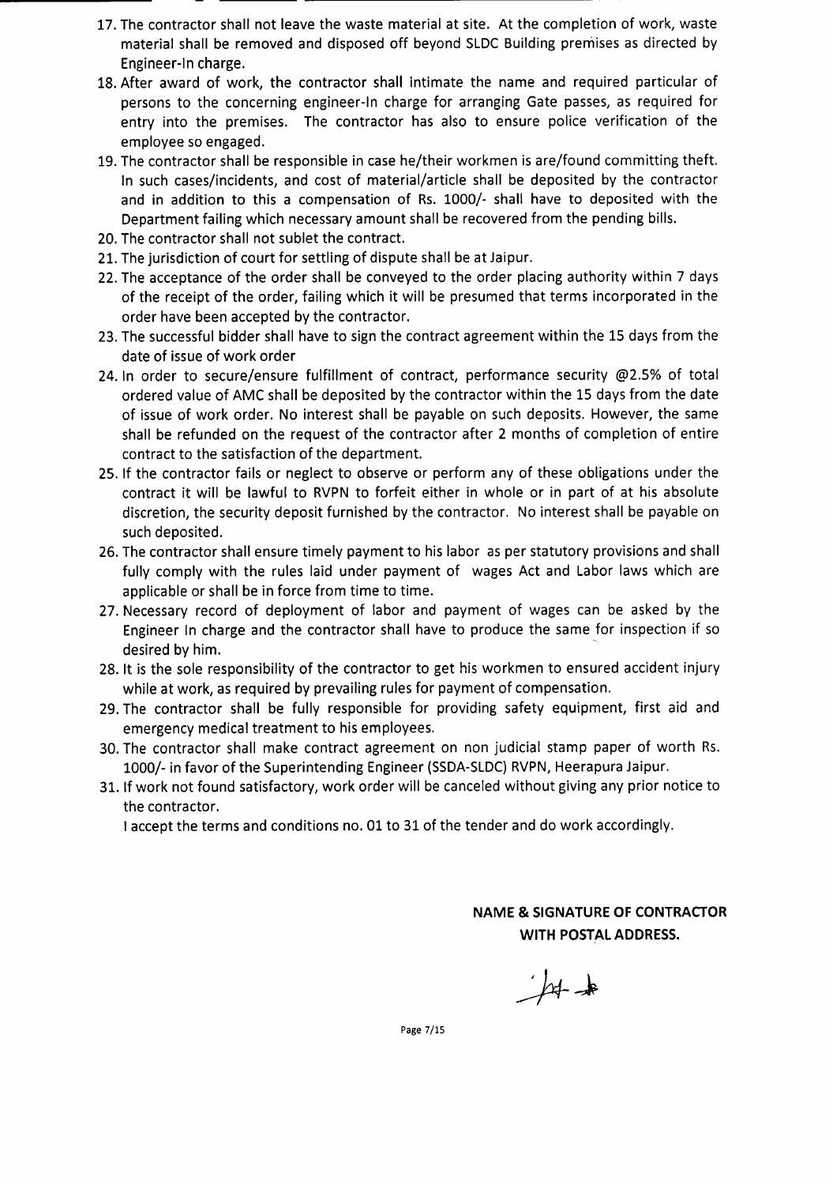17. The contractor shall not leave the waste material at site. At the completion of work, waste material shall be removed and disposed off beyond SLDC Building premises as directed by Engineer-In charge.
18. After award of work, the contractor shall intimate the name and required particular of persons to the concerning engineer-In charge for arranging Gate passes, as required for entry into the premises. The contractor has also to ensure police verification of the employee so engaged.
19. The contractor shall be responsible in case he/their workmen is are/found committing theft. In such cases/incidents, and cost of material/article shall be deposited by the contractor and in addition to this a compensation of Rs. 1000/- shall have to deposited with the Department failing which necessary amount shall be recovered from the pending bills.
20. The contractor shall not sublet the contract.
21. The jurisdiction of court for settling of dispute shall be at Jaipur.
22. The acceptance of the order shall be conveyed to the order placing authority within 7 days of the receipt of the order, failing which it will be presumed that terms incorporated in the order have been accepted by the contractor.
23. The successful bidder shall have to sign the contract agreement within the 15 days from the date of issue of work order
24. In order to secure/ensure fulfillment of contract, performance security @2.5% of total ordered value of AMC shall be deposited by the contractor within the 15 days from the date of issue of work order. No interest shall be payable on such deposits. However, the same shall be refunded on the request of the contractor after 2 months of completion of entire contract to the satisfaction of the department.
25. If the contractor fails or neglect to observe or perform any of these obligations under the contract it will be lawful to RVPN to forfeit either in whole or in part of at his absolute discretion, the security deposit furnished by the contractor. No interest shall be payable on such deposited.
26. The contractor shall ensure timely payment to his labor as per statutory provisions and shall fully comply with the rules laid under payment of wages Act and Labor laws which are applicable or shall be in force from time to time.
27. Necessary record of deployment of labor and payment of wages can be asked by the Engineer In charge and the contractor shall have to produce the same for inspection if so desired by him.
28. It is the sole responsibility of the contractor to get his workmen to ensured accident injury while at work, as required by prevailing rules for payment of compensation.
29. The contractor shall be fully responsible for providing safety equipment, first aid and emergency medical treatment to his employees.
30. The contractor shall make contract agreement on non judicial stamp paper of worth Rs. 1000/- in favor of the Superintending Engineer (SSDA-SLDC) RVPN, Heerapura Jaipur.
31. If work not found satisfactory, work order will be canceled without giving any prior notice to the contractor.

    I accept the terms and conditions no. 01 to 31 of the tender and do work accordingly.

**NAME & SIGNATURE OF CONTRACTOR WITH POSTAL ADDRESS.**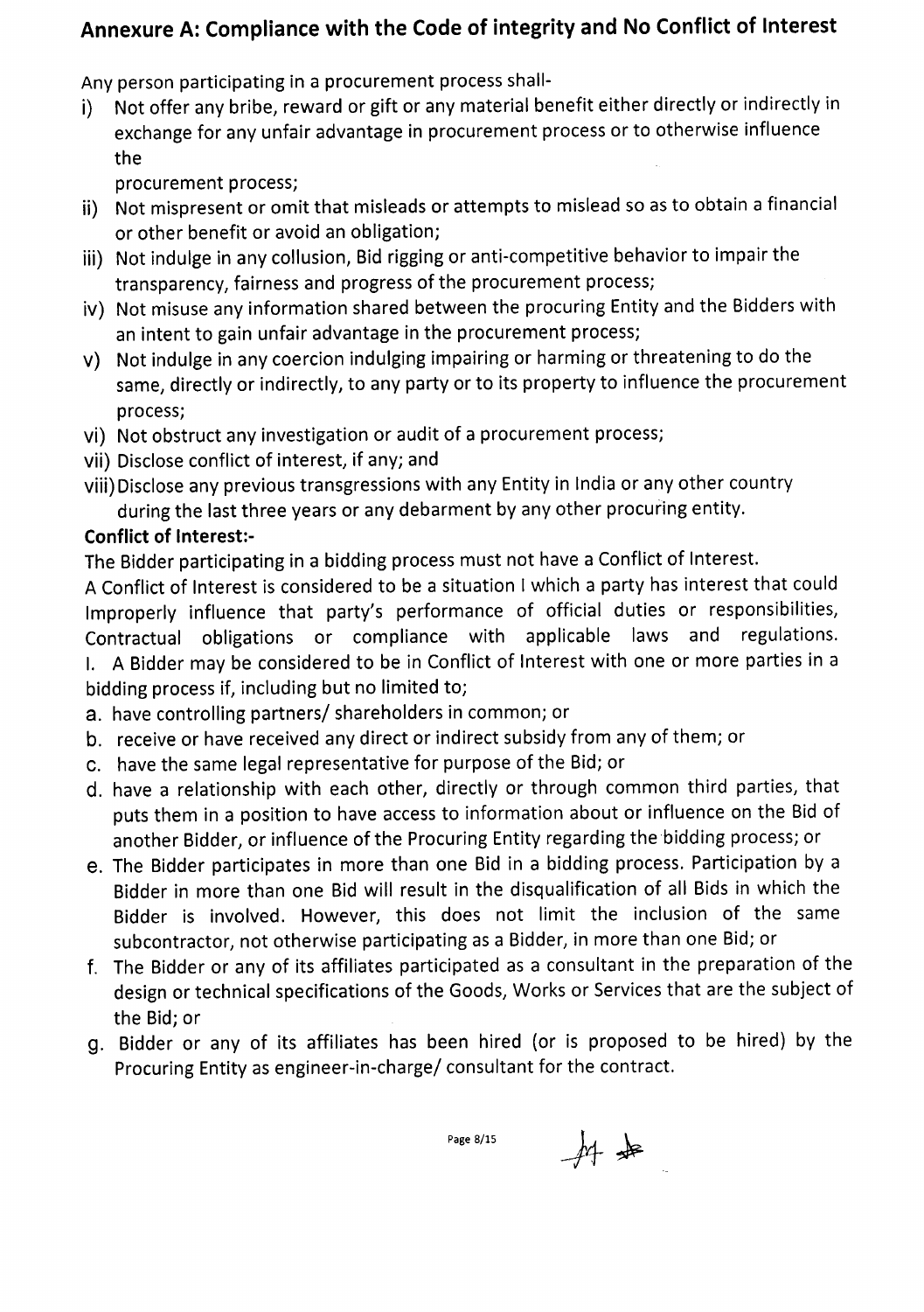## Annexure A: Compliance with the Code of integrity and No Conflict of Interest

Any person participating in a procurement process shall-

i) Not offer any bribe, reward or gift or any material benefit either directly or indirectly in exchange for any unfair advantage in procurement process or to otherwise influence the procurement process;
ii) Not mispresent or omit that misleads or attempts to mislead so as to obtain a financial or other benefit or avoid an obligation;
iii) Not indulge in any collusion, Bid rigging or anti-competitive behavior to impair the transparency, fairness and progress of the procurement process;
iv) Not misuse any information shared between the procuring Entity and the Bidders with an intent to gain unfair advantage in the procurement process;
v) Not indulge in any coercion indulging impairing or harming or threatening to do the same, directly or indirectly, to any party or to its property to influence the procurement process;
vi) Not obstruct any investigation or audit of a procurement process;
vii) Disclose conflict of interest, if any; and
viii) Disclose any previous transgressions with any Entity in India or any other country during the last three years or any debarment by any other procuring entity.

**Conflict of Interest:-**

The Bidder participating in a bidding process must not have a Conflict of Interest.

A Conflict of Interest is considered to be a situation I which a party has interest that could Improperly influence that party's performance of official duties or responsibilities, Contractual obligations or compliance with applicable laws and regulations.

I. A Bidder may be considered to be in Conflict of Interest with one or more parties in a bidding process if, including but no limited to;

a. have controlling partners/ shareholders in common; or
b. receive or have received any direct or indirect subsidy from any of them; or
c. have the same legal representative for purpose of the Bid; or
d. have a relationship with each other, directly or through common third parties, that puts them in a position to have access to information about or influence on the Bid of another Bidder, or influence of the Procuring Entity regarding the bidding process; or
e. The Bidder participates in more than one Bid in a bidding process. Participation by a Bidder in more than one Bid will result in the disqualification of all Bids in which the Bidder is involved. However, this does not limit the inclusion of the same subcontractor, not otherwise participating as a Bidder, in more than one Bid; or
f. The Bidder or any of its affiliates participated as a consultant in the preparation of the design or technical specifications of the Goods, Works or Services that are the subject of the Bid; or
g. Bidder or any of its affiliates has been hired (or is proposed to be hired) by the Procuring Entity as engineer-in-charge/ consultant for the contract.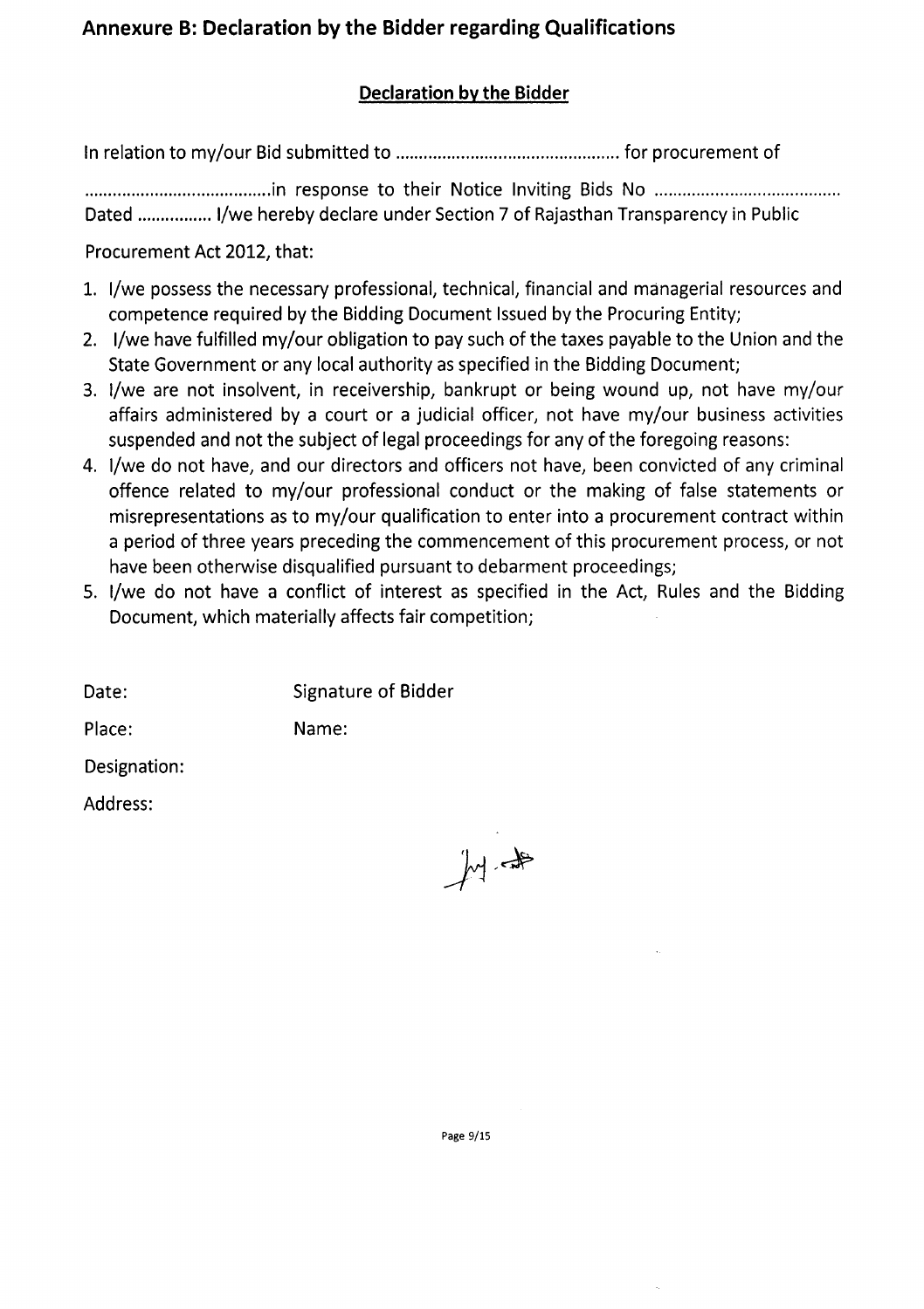## Annexure B: Declaration by the Bidder regarding Qualifications

### Declaration by the Bidder

In relation to my/our Bid submitted to ................................................ for procurement of

........................................in response to their Notice Inviting Bids No ........................................ Dated ................ I/we hereby declare under Section 7 of Rajasthan Transparency in Public

Procurement Act 2012, that:

1. I/we possess the necessary professional, technical, financial and managerial resources and competence required by the Bidding Document Issued by the Procuring Entity;
2. I/we have fulfilled my/our obligation to pay such of the taxes payable to the Union and the State Government or any local authority as specified in the Bidding Document;
3. I/we are not insolvent, in receivership, bankrupt or being wound up, not have my/our affairs administered by a court or a judicial officer, not have my/our business activities suspended and not the subject of legal proceedings for any of the foregoing reasons:
4. I/we do not have, and our directors and officers not have, been convicted of any criminal offence related to my/our professional conduct or the making of false statements or misrepresentations as to my/our qualification to enter into a procurement contract within a period of three years preceding the commencement of this procurement process, or not have been otherwise disqualified pursuant to debarment proceedings;
5. I/we do not have a conflict of interest as specified in the Act, Rules and the Bidding Document, which materially affects fair competition;

Date: Signature of Bidder

Place: Name:

Designation:

Address: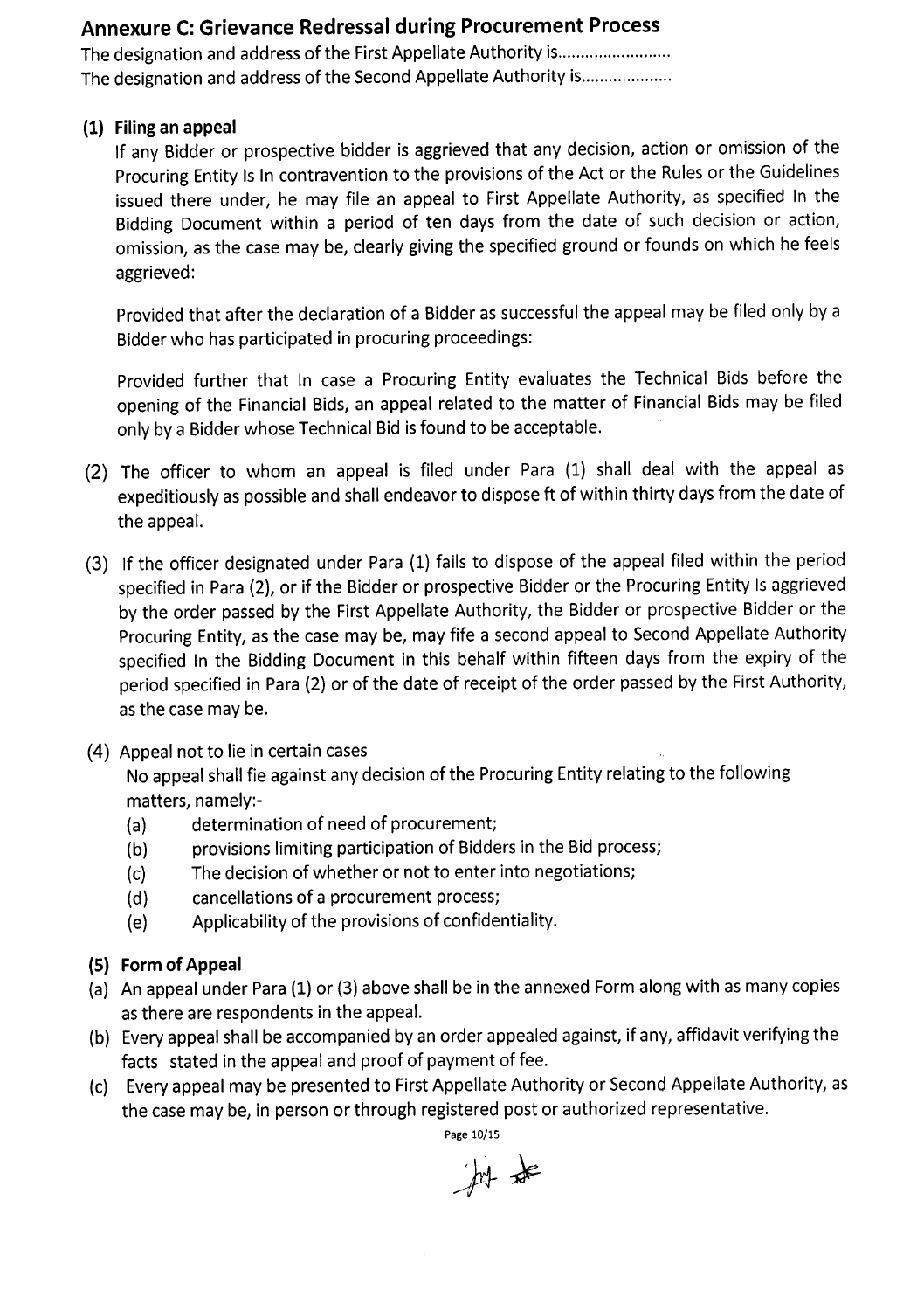## Annexure C: Grievance Redressal during Procurement Process

The designation and address of the First Appellate Authority is.........................

The designation and address of the Second Appellate Authority is....................

### (1) Filing an appeal

If any Bidder or prospective bidder is aggrieved that any decision, action or omission of the Procuring Entity Is In contravention to the provisions of the Act or the Rules or the Guidelines issued there under, he may file an appeal to First Appellate Authority, as specified In the Bidding Document within a period of ten days from the date of such decision or action, omission, as the case may be, clearly giving the specified ground or founds on which he feels aggrieved:

Provided that after the declaration of a Bidder as successful the appeal may be filed only by a Bidder who has participated in procuring proceedings:

Provided further that In case a Procuring Entity evaluates the Technical Bids before the opening of the Financial Bids, an appeal related to the matter of Financial Bids may be filed only by a Bidder whose Technical Bid is found to be acceptable.

(2) The officer to whom an appeal is filed under Para (1) shall deal with the appeal as expeditiously as possible and shall endeavor to dispose ft of within thirty days from the date of the appeal.

(3) If the officer designated under Para (1) fails to dispose of the appeal filed within the period specified in Para (2), or if the Bidder or prospective Bidder or the Procuring Entity Is aggrieved by the order passed by the First Appellate Authority, the Bidder or prospective Bidder or the Procuring Entity, as the case may be, may fife a second appeal to Second Appellate Authority specified In the Bidding Document in this behalf within fifteen days from the expiry of the period specified in Para (2) or of the date of receipt of the order passed by the First Authority, as the case may be.

(4) Appeal not to lie in certain cases

No appeal shall fie against any decision of the Procuring Entity relating to the following matters, namely:-

- (a) determination of need of procurement;
- (b) provisions limiting participation of Bidders in the Bid process;
- (c) The decision of whether or not to enter into negotiations;
- (d) cancellations of a procurement process;
- (e) Applicability of the provisions of confidentiality.

### (5) Form of Appeal

(a) An appeal under Para (1) or (3) above shall be in the annexed Form along with as many copies as there are respondents in the appeal.

(b) Every appeal shall be accompanied by an order appealed against, if any, affidavit verifying the facts stated in the appeal and proof of payment of fee.

(c) Every appeal may be presented to First Appellate Authority or Second Appellate Authority, as the case may be, in person or through registered post or authorized representative.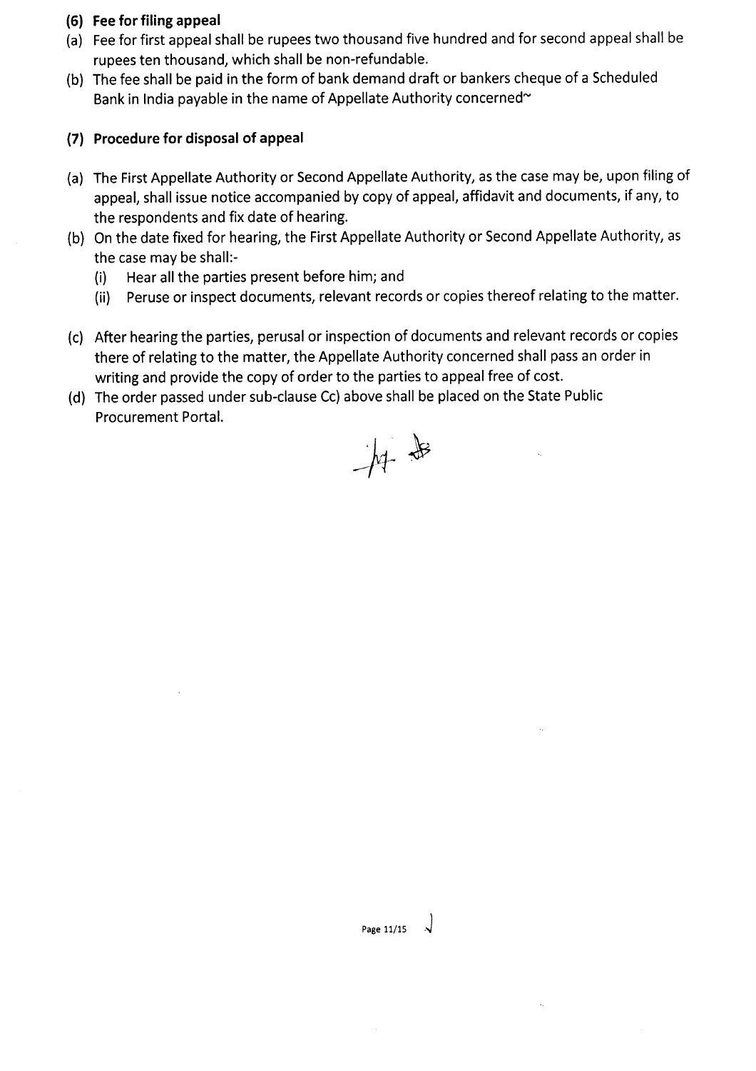**(6) Fee for filing appeal**

(a) Fee for first appeal shall be rupees two thousand five hundred and for second appeal shall be rupees ten thousand, which shall be non-refundable.

(b) The fee shall be paid in the form of bank demand draft or bankers cheque of a Scheduled Bank in India payable in the name of Appellate Authority concerned~

**(7) Procedure for disposal of appeal**

(a) The First Appellate Authority or Second Appellate Authority, as the case may be, upon filing of appeal, shall issue notice accompanied by copy of appeal, affidavit and documents, if any, to the respondents and fix date of hearing.

(b) On the date fixed for hearing, the First Appellate Authority or Second Appellate Authority, as the case may be shall:-

   (i) Hear all the parties present before him; and

   (ii) Peruse or inspect documents, relevant records or copies thereof relating to the matter.

(c) After hearing the parties, perusal or inspection of documents and relevant records or copies there of relating to the matter, the Appellate Authority concerned shall pass an order in writing and provide the copy of order to the parties to appeal free of cost.

(d) The order passed under sub-clause Cc) above shall be placed on the State Public Procurement Portal.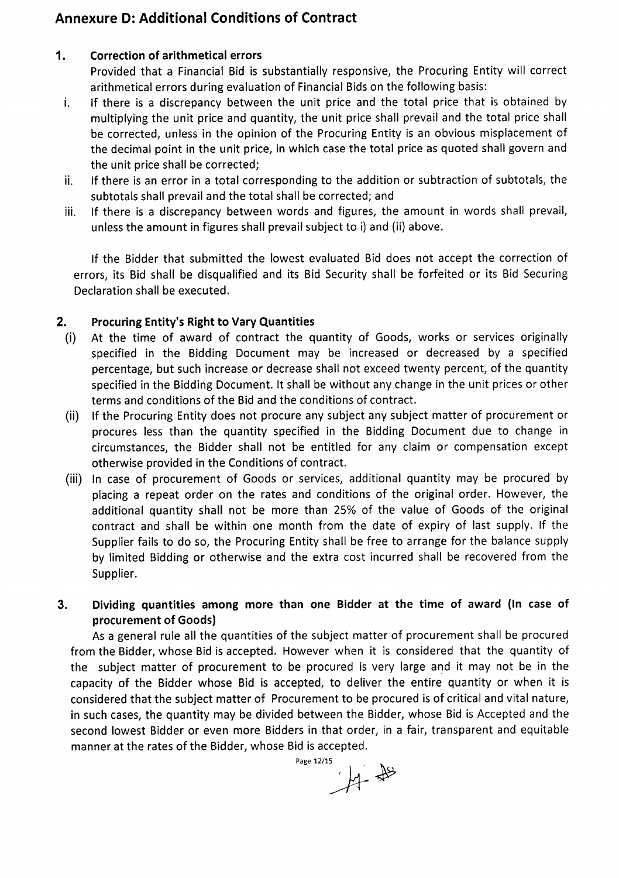## Annexure D: Additional Conditions of Contract

### 1. Correction of arithmetical errors

Provided that a Financial Bid is substantially responsive, the Procuring Entity will correct arithmetical errors during evaluation of Financial Bids on the following basis:

i. If there is a discrepancy between the unit price and the total price that is obtained by multiplying the unit price and quantity, the unit price shall prevail and the total price shall be corrected, unless in the opinion of the Procuring Entity is an obvious misplacement of the decimal point in the unit price, in which case the total price as quoted shall govern and the unit price shall be corrected;

ii. If there is an error in a total corresponding to the addition or subtraction of subtotals, the subtotals shall prevail and the total shall be corrected; and

iii. If there is a discrepancy between words and figures, the amount in words shall prevail, unless the amount in figures shall prevail subject to i) and (ii) above.

If the Bidder that submitted the lowest evaluated Bid does not accept the correction of errors, its Bid shall be disqualified and its Bid Security shall be forfeited or its Bid Securing Declaration shall be executed.

### 2. Procuring Entity's Right to Vary Quantities

(i) At the time of award of contract the quantity of Goods, works or services originally specified in the Bidding Document may be increased or decreased by a specified percentage, but such increase or decrease shall not exceed twenty percent, of the quantity specified in the Bidding Document. It shall be without any change in the unit prices or other terms and conditions of the Bid and the conditions of contract.

(ii) If the Procuring Entity does not procure any subject any subject matter of procurement or procures less than the quantity specified in the Bidding Document due to change in circumstances, the Bidder shall not be entitled for any claim or compensation except otherwise provided in the Conditions of contract.

(iii) In case of procurement of Goods or services, additional quantity may be procured by placing a repeat order on the rates and conditions of the original order. However, the additional quantity shall not be more than 25% of the value of Goods of the original contract and shall be within one month from the date of expiry of last supply. If the Supplier fails to do so, the Procuring Entity shall be free to arrange for the balance supply by limited Bidding or otherwise and the extra cost incurred shall be recovered from the Supplier.

### 3. Dividing quantities among more than one Bidder at the time of award (In case of procurement of Goods)

As a general rule all the quantities of the subject matter of procurement shall be procured from the Bidder, whose Bid is accepted. However when it is considered that the quantity of the subject matter of procurement to be procured is very large and it may not be in the capacity of the Bidder whose Bid is accepted, to deliver the entire quantity or when it is considered that the subject matter of Procurement to be procured is of critical and vital nature, in such cases, the quantity may be divided between the Bidder, whose Bid is Accepted and the second lowest Bidder or even more Bidders in that order, in a fair, transparent and equitable manner at the rates of the Bidder, whose Bid is accepted.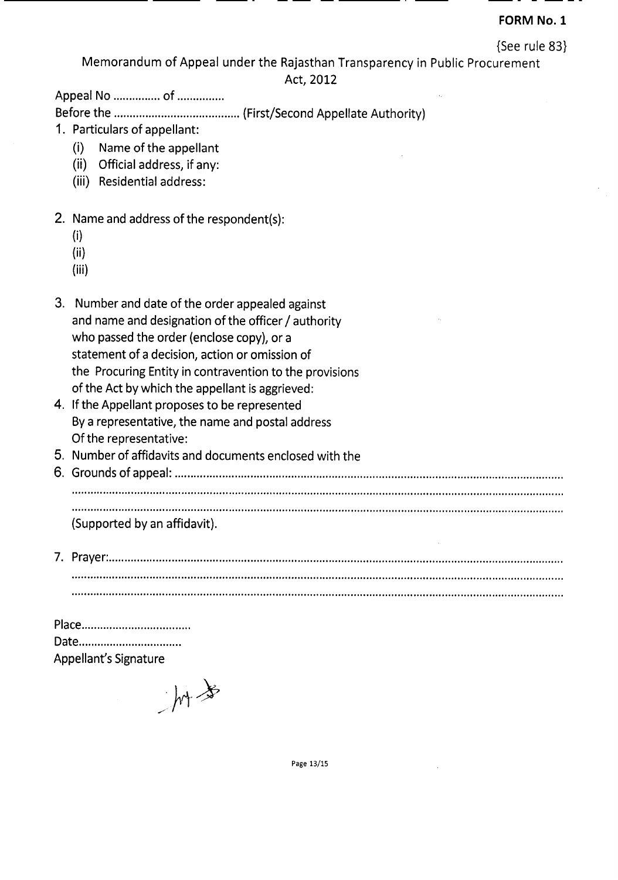**FORM No. 1**

{See rule 83}

Memorandum of Appeal under the Rajasthan Transparency in Public Procurement Act, 2012

Appeal No ............... of ...............

Before the ....................................... (First/Second Appellate Authority)

1. Particulars of appellant:
   - (i) Name of the appellant
   - (ii) Official address, if any:
   - (iii) Residential address:

2. Name and address of the respondent(s):
   - (i)
   - (ii)
   - (iii)

3. Number and date of the order appealed against and name and designation of the officer / authority who passed the order (enclose copy), or a statement of a decision, action or omission of the Procuring Entity in contravention to the provisions of the Act by which the appellant is aggrieved:
4. If the Appellant proposes to be represented By a representative, the name and postal address Of the representative:
5. Number of affidavits and documents enclosed with the
6. Grounds of appeal: ..........................................................................................................................
   ..........................................................................................................................
   ..........................................................................................................................
   (Supported by an affidavit).

7. Prayer:..........................................................................................................................
   ..........................................................................................................................
   ..........................................................................................................................

Place..................................

Date................................

Appellant's Signature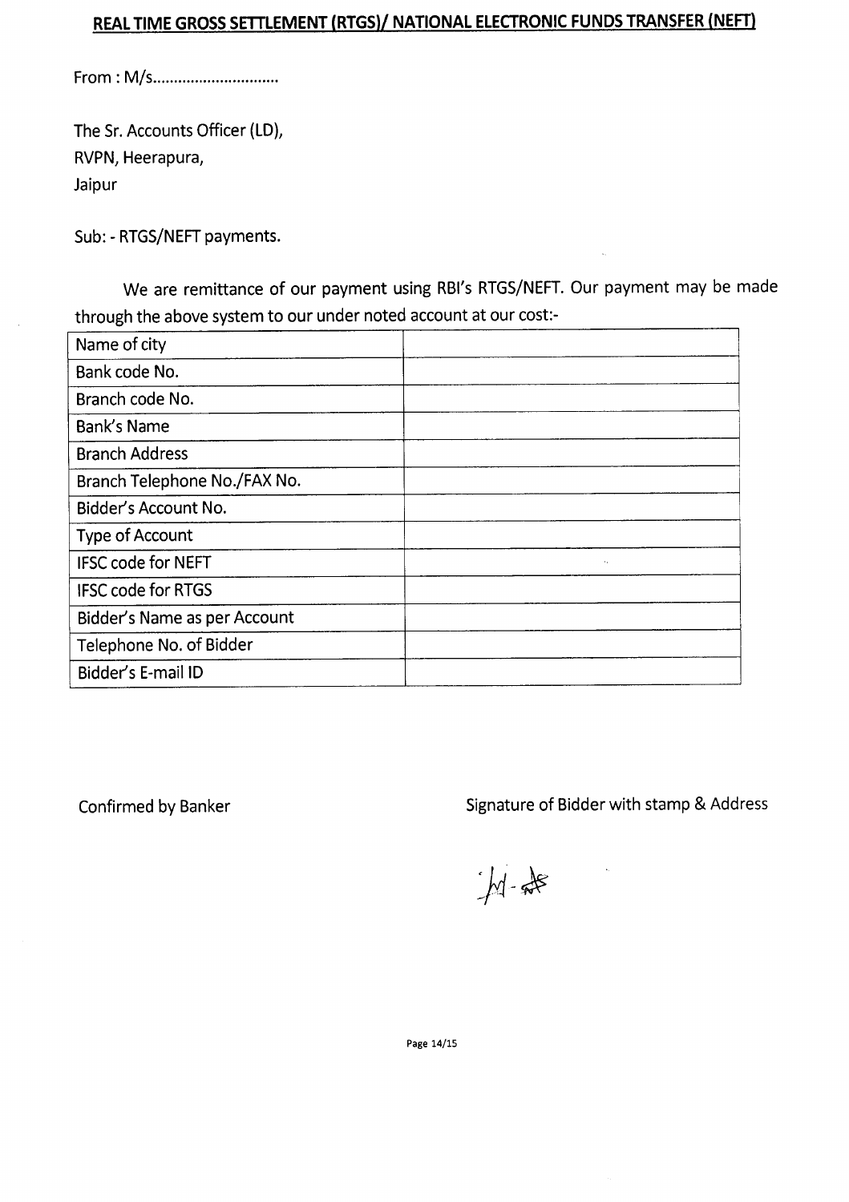## REAL TIME GROSS SETTLEMENT (RTGS)/ NATIONAL ELECTRONIC FUNDS TRANSFER (NEFT)

From : M/s..............................

The Sr. Accounts Officer (LD),
RVPN, Heerapura,
Jaipur

Sub: - RTGS/NEFT payments.

We are remittance of our payment using RBI's RTGS/NEFT. Our payment may be made through the above system to our under noted account at our cost:-

| | |
|---|---|
| Name of city | |
| Bank code No. | |
| Branch code No. | |
| Bank's Name | |
| Branch Address | |
| Branch Telephone No./FAX No. | |
| Bidder's Account No. | |
| Type of Account | |
| IFSC code for NEFT | |
| IFSC code for RTGS | |
| Bidder's Name as per Account | |
| Telephone No. of Bidder | |
| Bidder's E-mail ID | |

Confirmed by Banker

Signature of Bidder with stamp & Address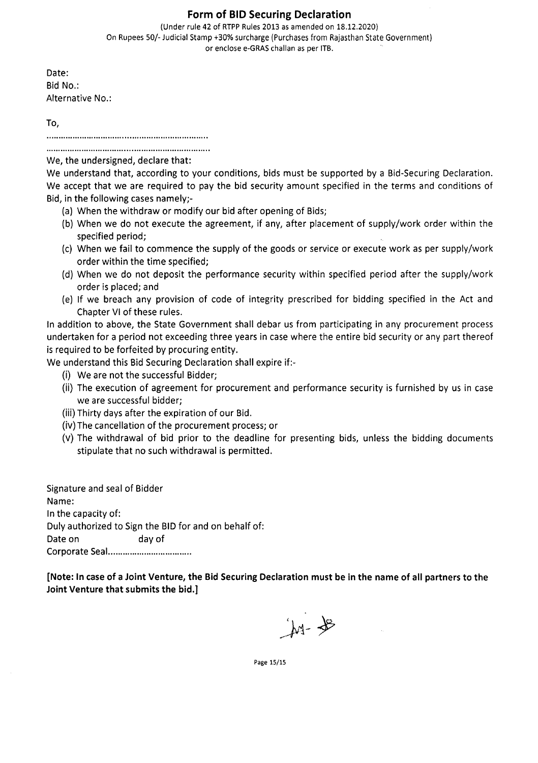# Form of BID Securing Declaration

(Under rule 42 of RTPP Rules 2013 as amended on 18.12.2020)
On Rupees 50/- Judicial Stamp +30% surcharge (Purchases from Rajasthan State Government)
or enclose e-GRAS challan as per ITB.

Date:
Bid No.:
Alternative No.:

To,

..................................................................

..................................................................

We, the undersigned, declare that:

We understand that, according to your conditions, bids must be supported by a Bid-Securing Declaration. We accept that we are required to pay the bid security amount specified in the terms and conditions of Bid, in the following cases namely;-

(a) When the withdraw or modify our bid after opening of Bids;
(b) When we do not execute the agreement, if any, after placement of supply/work order within the specified period;
(c) When we fail to commence the supply of the goods or service or execute work as per supply/work order within the time specified;
(d) When we do not deposit the performance security within specified period after the supply/work order is placed; and
(e) If we breach any provision of code of integrity prescribed for bidding specified in the Act and Chapter VI of these rules.

In addition to above, the State Government shall debar us from participating in any procurement process undertaken for a period not exceeding three years in case where the entire bid security or any part thereof is required to be forfeited by procuring entity.

We understand this Bid Securing Declaration shall expire if:-

(i) We are not the successful Bidder;
(ii) The execution of agreement for procurement and performance security is furnished by us in case we are successful bidder;
(iii) Thirty days after the expiration of our Bid.
(iv) The cancellation of the procurement process; or
(v) The withdrawal of bid prior to the deadline for presenting bids, unless the bidding documents stipulate that no such withdrawal is permitted.

Signature and seal of Bidder
Name:
In the capacity of:
Duly authorized to Sign the BID for and on behalf of:
Date on day of
Corporate Seal..................................

**[Note: In case of a Joint Venture, the Bid Securing Declaration must be in the name of all partners to the Joint Venture that submits the bid.]**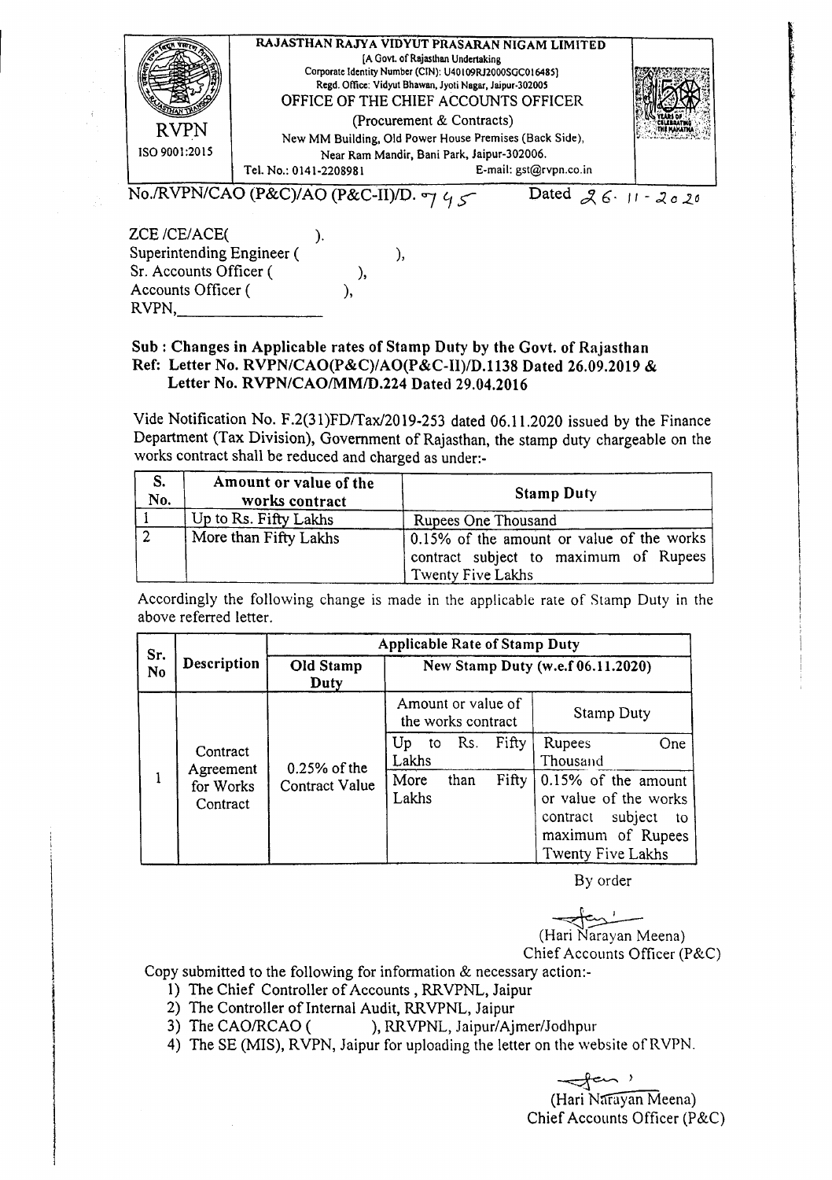RVPN
ISO 9001:2015

**RAJASTHAN RAJYA VIDYUT PRASARAN NIGAM LIMITED**
[A Govt. of Rajasthan Undertaking
Corporate Identity Number (CIN): U40109RJ2000SGC016485]
Regd. Office: Vidyut Bhawan, Jyoti Nagar, Jaipur-302005
OFFICE OF THE CHIEF ACCOUNTS OFFICER
(Procurement & Contracts)
New MM Building, Old Power House Premises (Back Side),
Near Ram Mandir, Bani Park, Jaipur-302006.
Tel. No.: 0141-2208981 E-mail: gst@rvpn.co.in

No./RVPN/CAO (P&C)/AO (P&C-II)/D. 745 Dated 26.11-2020

ZCE /CE/ACE( ).
Superintending Engineer ( ),
Sr. Accounts Officer ( ),
Accounts Officer ( ),
RVPN,\_\_\_\_\_\_\_\_\_\_\_\_\_\_\_\_

**Sub : Changes in Applicable rates of Stamp Duty by the Govt. of Rajasthan**
**Ref: Letter No. RVPN/CAO(P&C)/AO(P&C-II)/D.1138 Dated 26.09.2019 & Letter No. RVPN/CAO/MM/D.224 Dated 29.04.2016**

Vide Notification No. F.2(31)FD/Tax/2019-253 dated 06.11.2020 issued by the Finance Department (Tax Division), Government of Rajasthan, the stamp duty chargeable on the works contract shall be reduced and charged as under:-

| S. No. | Amount or value of the works contract | Stamp Duty |
|---|---|---|
| 1 | Up to Rs. Fifty Lakhs | Rupees One Thousand |
| 2 | More than Fifty Lakhs | 0.15% of the amount or value of the works contract subject to maximum of Rupees Twenty Five Lakhs |

Accordingly the following change is made in the applicable rate of Stamp Duty in the above referred letter.

| Sr. No | Description | Applicable Rate of Stamp Duty | | |
|---|---|---|---|---|
| | | Old Stamp Duty | New Stamp Duty (w.e.f 06.11.2020) | |
| | | | Amount or value of the works contract | Stamp Duty |
| 1 | Contract Agreement for Works Contract | 0.25% of the Contract Value | Up to Rs. Fifty Lakhs | Rupees One Thousand |
| | | | More than Fifty Lakhs | 0.15% of the amount or value of the works contract subject to maximum of Rupees Twenty Five Lakhs |

By order

(Hari Narayan Meena)
Chief Accounts Officer (P&C)

Copy submitted to the following for information & necessary action:-

1) The Chief Controller of Accounts, RRVPNL, Jaipur
2) The Controller of Internal Audit, RRVPNL, Jaipur
3) The CAO/RCAO ( ), RRVPNL, Jaipur/Ajmer/Jodhpur
4) The SE (MIS), RVPN, Jaipur for uploading the letter on the website of RVPN.

(Hari Narayan Meena)
Chief Accounts Officer (P&C)